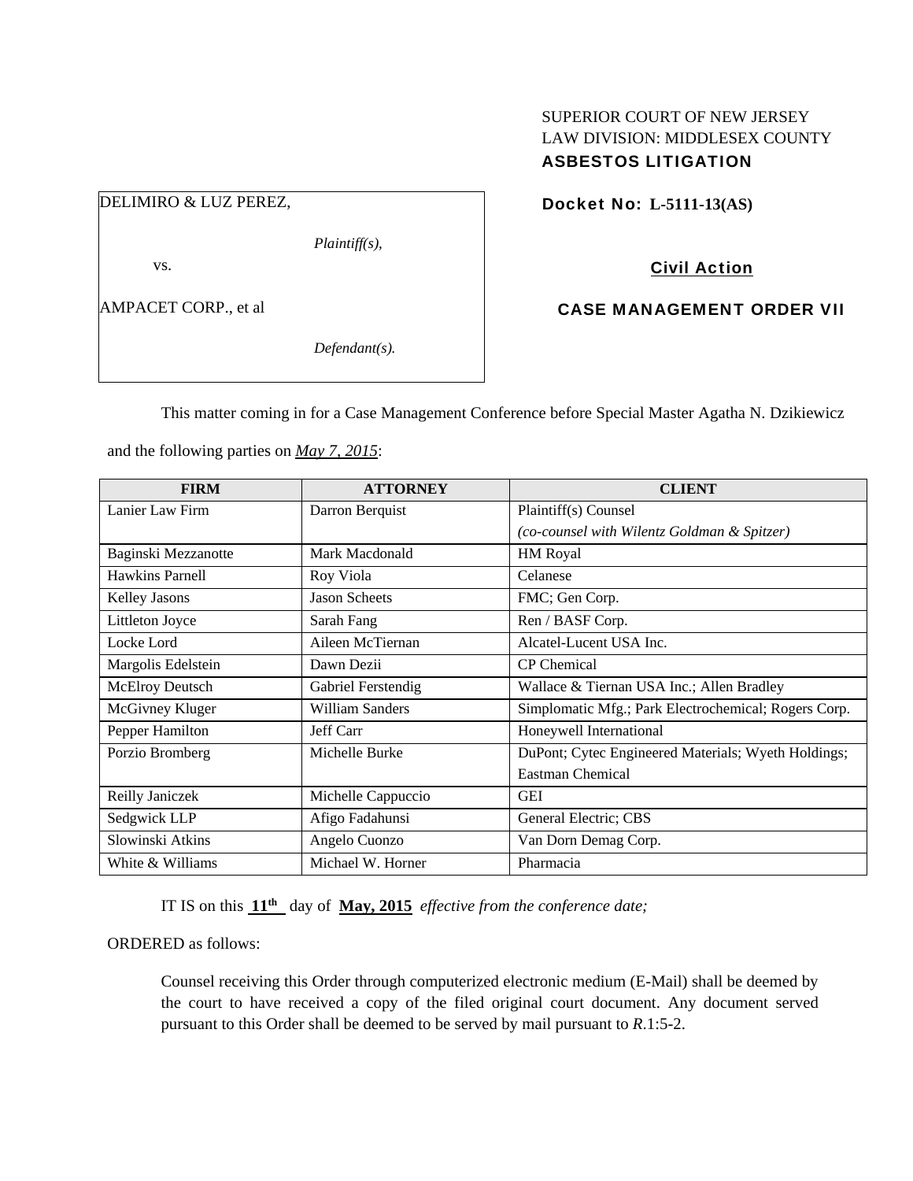SUPERIOR COURT OF NEW JERSEY
LAW DIVISION: MIDDLESEX COUNTY
**ASBESTOS LITIGATION**

DELIMIRO & LUZ PEREZ,

*Plaintiff(s),*

vs.

AMPACET CORP., et al

*Defendant(s).*

**Docket No: L-5111-13(AS)**

**Civil Action**

**CASE MANAGEMENT ORDER VII**

This matter coming in for a Case Management Conference before Special Master Agatha N. Dzikiewicz and the following parties on *May 7, 2015*:

| FIRM | ATTORNEY | CLIENT |
|---|---|---|
| Lanier Law Firm | Darron Berquist | Plaintiff(s) Counsel *(co-counsel with Wilentz Goldman & Spitzer)* |
| Baginski Mezzanotte | Mark Macdonald | HM Royal |
| Hawkins Parnell | Roy Viola | Celanese |
| Kelley Jasons | Jason Scheets | FMC; Gen Corp. |
| Littleton Joyce | Sarah Fang | Ren / BASF Corp. |
| Locke Lord | Aileen McTiernan | Alcatel-Lucent USA Inc. |
| Margolis Edelstein | Dawn Dezii | CP Chemical |
| McElroy Deutsch | Gabriel Ferstendig | Wallace & Tiernan USA Inc.; Allen Bradley |
| McGivney Kluger | William Sanders | Simplomatic Mfg.; Park Electrochemical; Rogers Corp. |
| Pepper Hamilton | Jeff Carr | Honeywell International |
| Porzio Bromberg | Michelle Burke | DuPont; Cytec Engineered Materials; Wyeth Holdings; Eastman Chemical |
| Reilly Janiczek | Michelle Cappuccio | GEI |
| Sedgwick LLP | Afigo Fadahunsi | General Electric; CBS |
| Slowinski Atkins | Angelo Cuonzo | Van Dorn Demag Corp. |
| White & Williams | Michael W. Horner | Pharmacia |

IT IS on this **11th** day of **May, 2015** *effective from the conference date;*

ORDERED as follows:

Counsel receiving this Order through computerized electronic medium (E-Mail) shall be deemed by the court to have received a copy of the filed original court document. Any document served pursuant to this Order shall be deemed to be served by mail pursuant to *R*.1:5-2.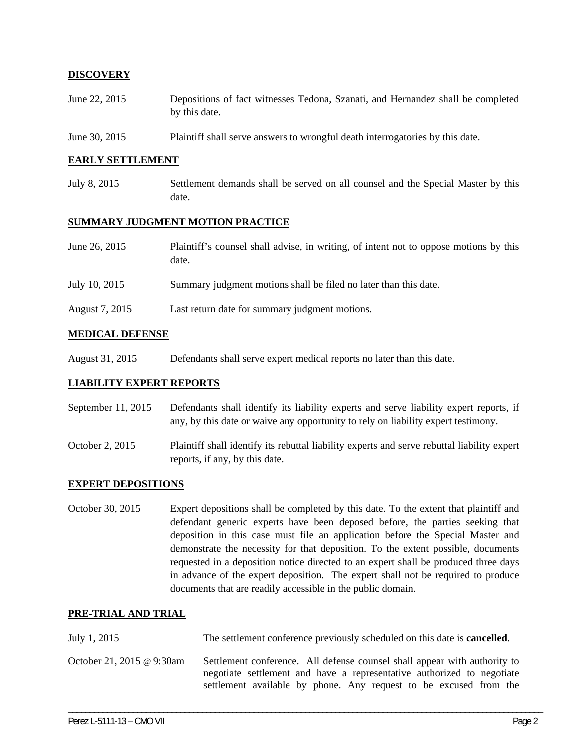**DISCOVERY**

| | |
|---|---|
| June 22, 2015 | Depositions of fact witnesses Tedona, Szanati, and Hernandez shall be completed by this date. |
| June 30, 2015 | Plaintiff shall serve answers to wrongful death interrogatories by this date. |

**EARLY SETTLEMENT**

| | |
|---|---|
| July 8, 2015 | Settlement demands shall be served on all counsel and the Special Master by this date. |

**SUMMARY JUDGMENT MOTION PRACTICE**

| | |
|---|---|
| June 26, 2015 | Plaintiff's counsel shall advise, in writing, of intent not to oppose motions by this date. |
| July 10, 2015 | Summary judgment motions shall be filed no later than this date. |
| August 7, 2015 | Last return date for summary judgment motions. |

**MEDICAL DEFENSE**

| | |
|---|---|
| August 31, 2015 | Defendants shall serve expert medical reports no later than this date. |

**LIABILITY EXPERT REPORTS**

| | |
|---|---|
| September 11, 2015 | Defendants shall identify its liability experts and serve liability expert reports, if any, by this date or waive any opportunity to rely on liability expert testimony. |
| October 2, 2015 | Plaintiff shall identify its rebuttal liability experts and serve rebuttal liability expert reports, if any, by this date. |

**EXPERT DEPOSITIONS**

| | |
|---|---|
| October 30, 2015 | Expert depositions shall be completed by this date. To the extent that plaintiff and defendant generic experts have been deposed before, the parties seeking that deposition in this case must file an application before the Special Master and demonstrate the necessity for that deposition. To the extent possible, documents requested in a deposition notice directed to an expert shall be produced three days in advance of the expert deposition. The expert shall not be required to produce documents that are readily accessible in the public domain. |

**PRE-TRIAL AND TRIAL**

| | |
|---|---|
| July 1, 2015 | The settlement conference previously scheduled on this date is **cancelled**. |
| October 21, 2015 @ 9:30am | Settlement conference. All defense counsel shall appear with authority to negotiate settlement and have a representative authorized to negotiate settlement available by phone. Any request to be excused from the |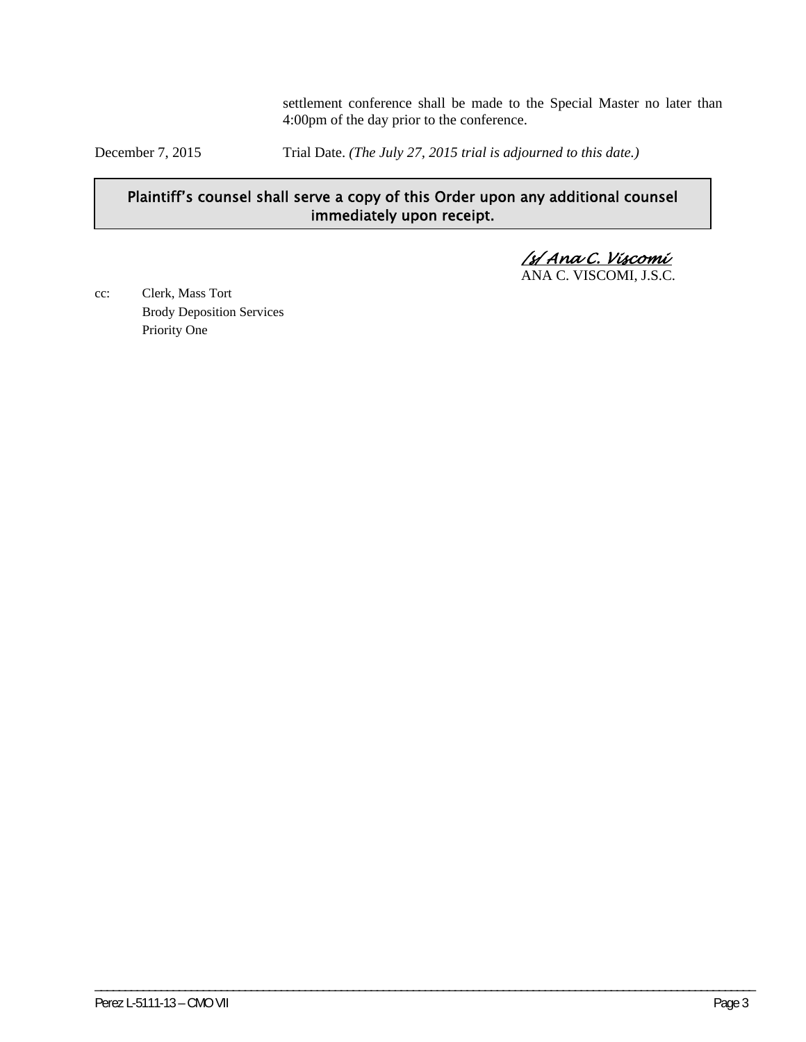settlement conference shall be made to the Special Master no later than 4:00pm of the day prior to the conference.

December 7, 2015 Trial Date. *(The July 27, 2015 trial is adjourned to this date.)*

**Plaintiff's counsel shall serve a copy of this Order upon any additional counsel immediately upon receipt.**

*/s/ Ana C. Viscomi*
ANA C. VISCOMI, J.S.C.

cc: Clerk, Mass Tort
Brody Deposition Services
Priority One